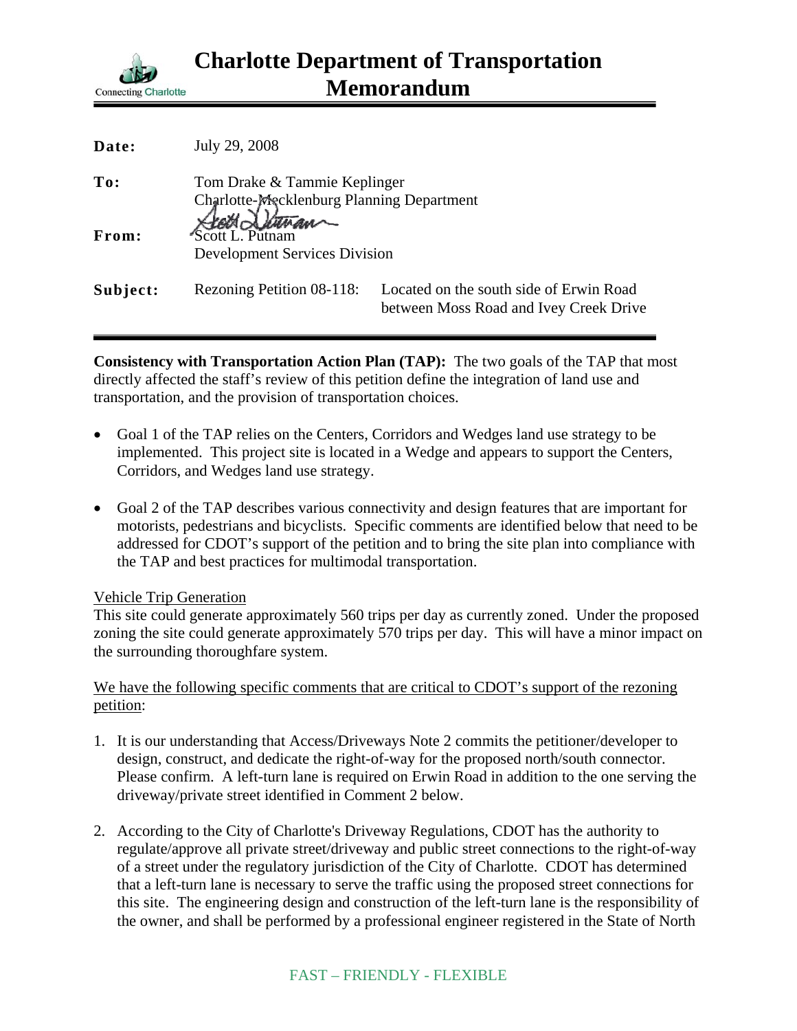# Charlotte Department of Transportation Memorandum

Connecting Charlotte

| | |
|---|---|
| **Date:** | July 29, 2008 |
| **To:** | Tom Drake & Tammie Keplinger<br>Charlotte-Mecklenburg Planning Department |
| **From:** | Scott L. Putnam<br>Development Services Division |
| **Subject:** | Rezoning Petition 08-118: Located on the south side of Erwin Road between Moss Road and Ivey Creek Drive |

**Consistency with Transportation Action Plan (TAP):** The two goals of the TAP that most directly affected the staff's review of this petition define the integration of land use and transportation, and the provision of transportation choices.

- Goal 1 of the TAP relies on the Centers, Corridors and Wedges land use strategy to be implemented. This project site is located in a Wedge and appears to support the Centers, Corridors, and Wedges land use strategy.
- Goal 2 of the TAP describes various connectivity and design features that are important for motorists, pedestrians and bicyclists. Specific comments are identified below that need to be addressed for CDOT's support of the petition and to bring the site plan into compliance with the TAP and best practices for multimodal transportation.

Vehicle Trip Generation

This site could generate approximately 560 trips per day as currently zoned. Under the proposed zoning the site could generate approximately 570 trips per day. This will have a minor impact on the surrounding thoroughfare system.

We have the following specific comments that are critical to CDOT's support of the rezoning petition:

1. It is our understanding that Access/Driveways Note 2 commits the petitioner/developer to design, construct, and dedicate the right-of-way for the proposed north/south connector. Please confirm. A left-turn lane is required on Erwin Road in addition to the one serving the driveway/private street identified in Comment 2 below.
2. According to the City of Charlotte's Driveway Regulations, CDOT has the authority to regulate/approve all private street/driveway and public street connections to the right-of-way of a street under the regulatory jurisdiction of the City of Charlotte. CDOT has determined that a left-turn lane is necessary to serve the traffic using the proposed street connections for this site. The engineering design and construction of the left-turn lane is the responsibility of the owner, and shall be performed by a professional engineer registered in the State of North

FAST – FRIENDLY - FLEXIBLE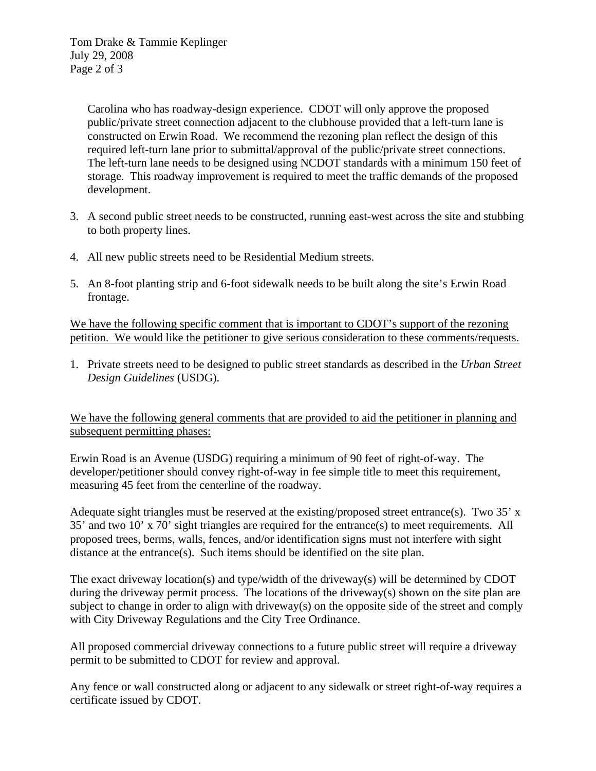Carolina who has roadway-design experience. CDOT will only approve the proposed public/private street connection adjacent to the clubhouse provided that a left-turn lane is constructed on Erwin Road. We recommend the rezoning plan reflect the design of this required left-turn lane prior to submittal/approval of the public/private street connections. The left-turn lane needs to be designed using NCDOT standards with a minimum 150 feet of storage. This roadway improvement is required to meet the traffic demands of the proposed development.

3. A second public street needs to be constructed, running east-west across the site and stubbing to both property lines.

4. All new public streets need to be Residential Medium streets.

5. An 8-foot planting strip and 6-foot sidewalk needs to be built along the site's Erwin Road frontage.

<u>We have the following specific comment that is important to CDOT's support of the rezoning petition. We would like the petitioner to give serious consideration to these comments/requests.</u>

1. Private streets need to be designed to public street standards as described in the *Urban Street Design Guidelines* (USDG).

<u>We have the following general comments that are provided to aid the petitioner in planning and subsequent permitting phases:</u>

Erwin Road is an Avenue (USDG) requiring a minimum of 90 feet of right-of-way. The developer/petitioner should convey right-of-way in fee simple title to meet this requirement, measuring 45 feet from the centerline of the roadway.

Adequate sight triangles must be reserved at the existing/proposed street entrance(s). Two 35' x 35' and two 10' x 70' sight triangles are required for the entrance(s) to meet requirements. All proposed trees, berms, walls, fences, and/or identification signs must not interfere with sight distance at the entrance(s). Such items should be identified on the site plan.

The exact driveway location(s) and type/width of the driveway(s) will be determined by CDOT during the driveway permit process. The locations of the driveway(s) shown on the site plan are subject to change in order to align with driveway(s) on the opposite side of the street and comply with City Driveway Regulations and the City Tree Ordinance.

All proposed commercial driveway connections to a future public street will require a driveway permit to be submitted to CDOT for review and approval.

Any fence or wall constructed along or adjacent to any sidewalk or street right-of-way requires a certificate issued by CDOT.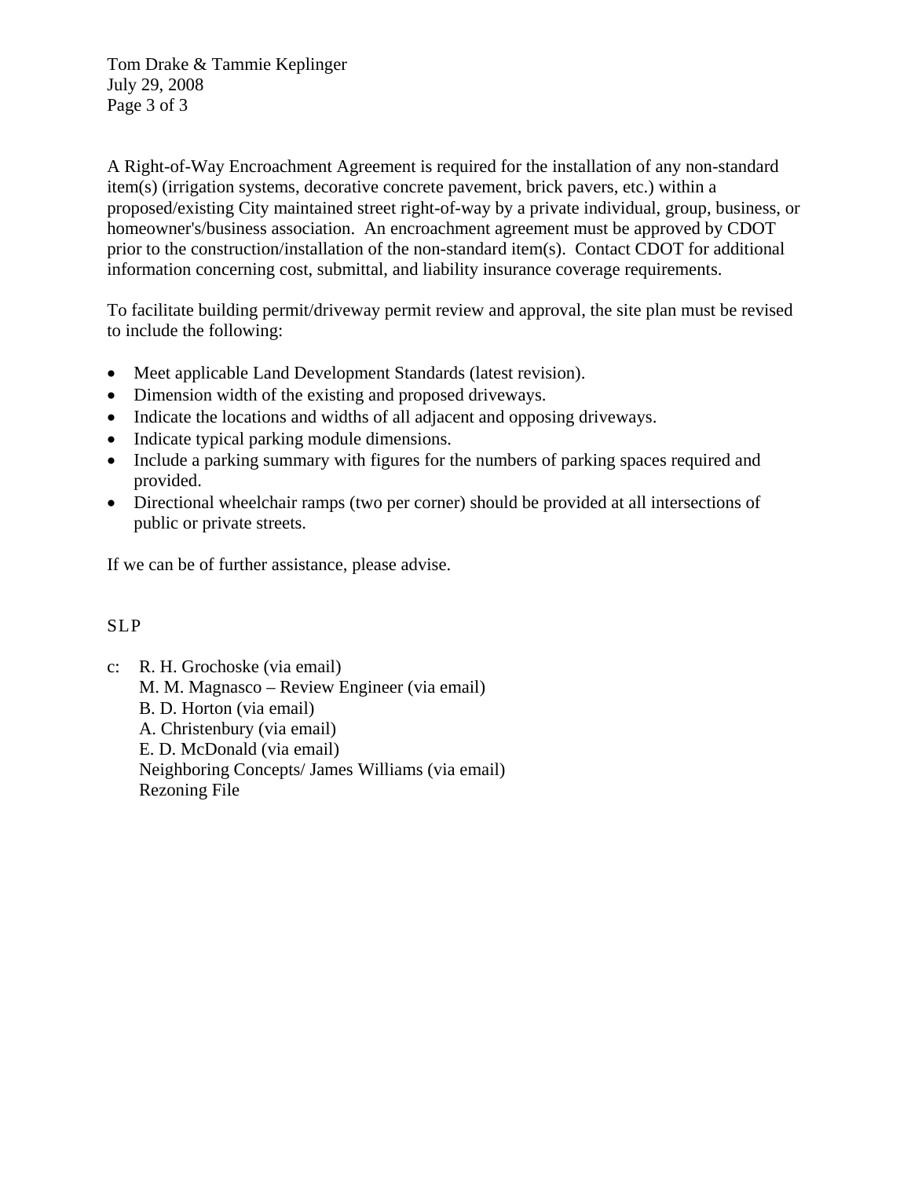A Right-of-Way Encroachment Agreement is required for the installation of any non-standard item(s) (irrigation systems, decorative concrete pavement, brick pavers, etc.) within a proposed/existing City maintained street right-of-way by a private individual, group, business, or homeowner's/business association. An encroachment agreement must be approved by CDOT prior to the construction/installation of the non-standard item(s). Contact CDOT for additional information concerning cost, submittal, and liability insurance coverage requirements.

To facilitate building permit/driveway permit review and approval, the site plan must be revised to include the following:

- Meet applicable Land Development Standards (latest revision).
- Dimension width of the existing and proposed driveways.
- Indicate the locations and widths of all adjacent and opposing driveways.
- Indicate typical parking module dimensions.
- Include a parking summary with figures for the numbers of parking spaces required and provided.
- Directional wheelchair ramps (two per corner) should be provided at all intersections of public or private streets.

If we can be of further assistance, please advise.

SLP

c: R. H. Grochoske (via email)
M. M. Magnasco – Review Engineer (via email)
B. D. Horton (via email)
A. Christenbury (via email)
E. D. McDonald (via email)
Neighboring Concepts/ James Williams (via email)
Rezoning File